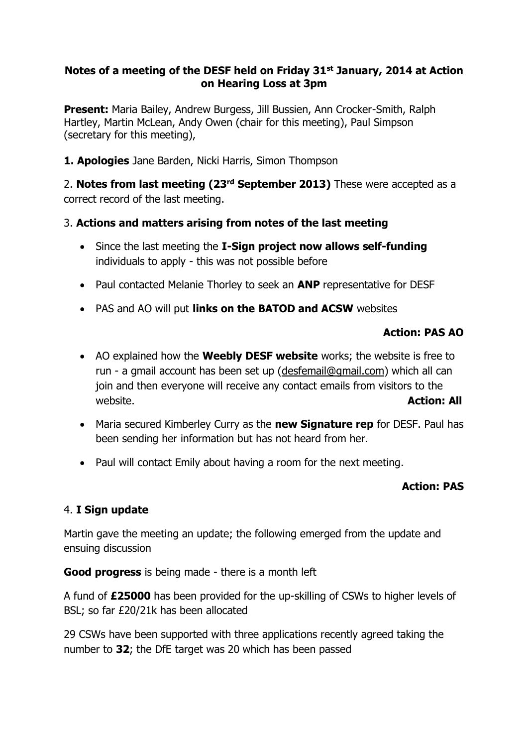**Notes of a meeting of the DESF held on Friday 31st January, 2014 at Action on Hearing Loss at 3pm**

**Present:** Maria Bailey, Andrew Burgess, Jill Bussien, Ann Crocker-Smith, Ralph Hartley, Martin McLean, Andy Owen (chair for this meeting), Paul Simpson (secretary for this meeting),

**1. Apologies** Jane Barden, Nicki Harris, Simon Thompson

2. **Notes from last meeting (23rd September 2013)** These were accepted as a correct record of the last meeting.

3. **Actions and matters arising from notes of the last meeting**

- Since the last meeting the **I-Sign project now allows self-funding** individuals to apply - this was not possible before
- Paul contacted Melanie Thorley to seek an **ANP** representative for DESF
- PAS and AO will put **links on the BATOD and ACSW** websites

**Action: PAS AO**

- AO explained how the **Weebly DESF website** works; the website is free to run - a gmail account has been set up (desfemail@gmail.com) which all can join and then everyone will receive any contact emails from visitors to the website. **Action: All**
- Maria secured Kimberley Curry as the **new Signature rep** for DESF. Paul has been sending her information but has not heard from her.
- Paul will contact Emily about having a room for the next meeting.

**Action: PAS**

4. **I Sign update**

Martin gave the meeting an update; the following emerged from the update and ensuing discussion

**Good progress** is being made - there is a month left

A fund of **£25000** has been provided for the up-skilling of CSWs to higher levels of BSL; so far £20/21k has been allocated

29 CSWs have been supported with three applications recently agreed taking the number to **32**; the DfE target was 20 which has been passed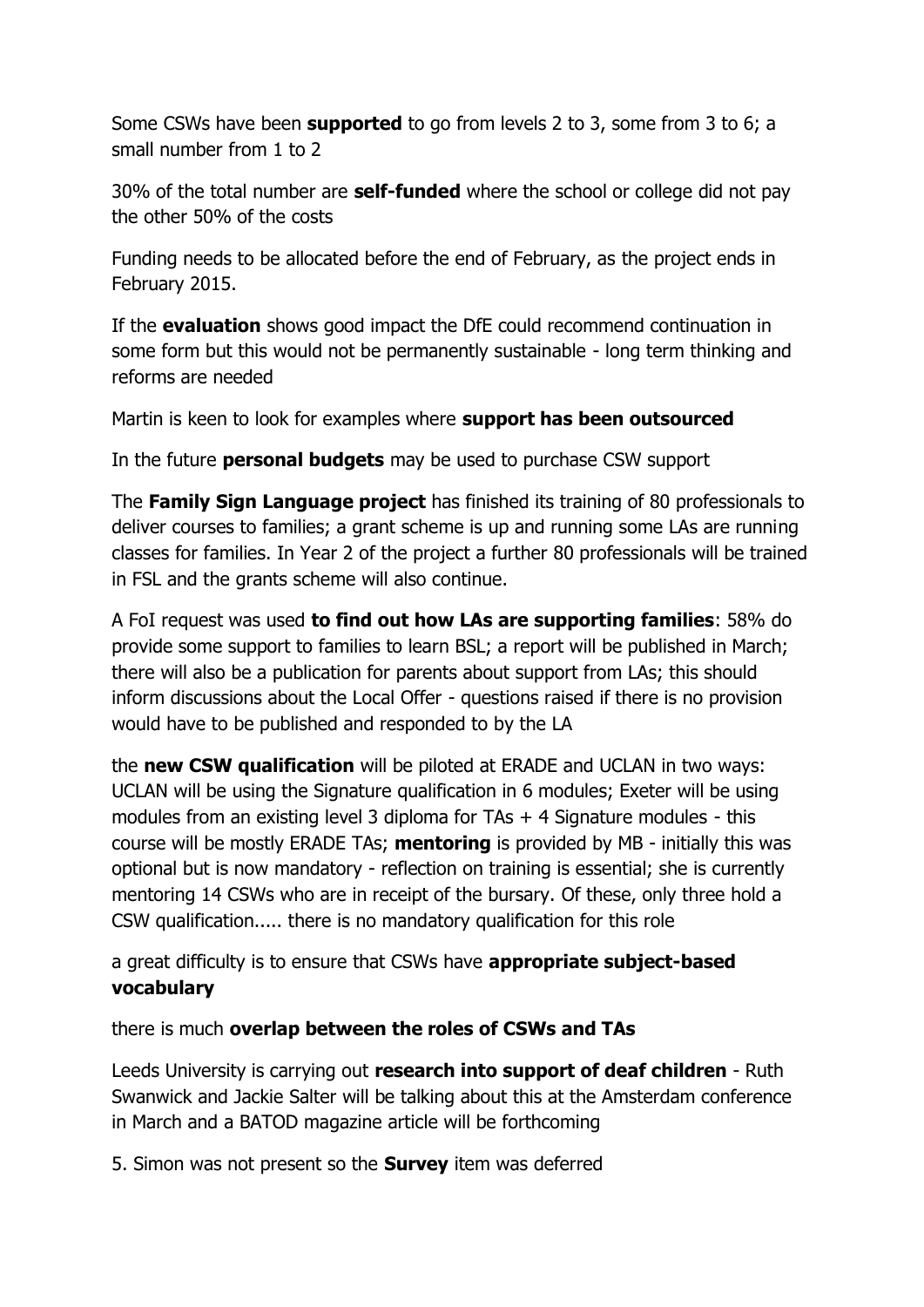Some CSWs have been **supported** to go from levels 2 to 3, some from 3 to 6; a small number from 1 to 2

30% of the total number are **self-funded** where the school or college did not pay the other 50% of the costs

Funding needs to be allocated before the end of February, as the project ends in February 2015.

If the **evaluation** shows good impact the DfE could recommend continuation in some form but this would not be permanently sustainable - long term thinking and reforms are needed

Martin is keen to look for examples where **support has been outsourced**

In the future **personal budgets** may be used to purchase CSW support

The **Family Sign Language project** has finished its training of 80 professionals to deliver courses to families; a grant scheme is up and running some LAs are running classes for families. In Year 2 of the project a further 80 professionals will be trained in FSL and the grants scheme will also continue.

A FoI request was used **to find out how LAs are supporting families**: 58% do provide some support to families to learn BSL; a report will be published in March; there will also be a publication for parents about support from LAs; this should inform discussions about the Local Offer - questions raised if there is no provision would have to be published and responded to by the LA

the **new CSW qualification** will be piloted at ERADE and UCLAN in two ways: UCLAN will be using the Signature qualification in 6 modules; Exeter will be using modules from an existing level 3 diploma for TAs + 4 Signature modules - this course will be mostly ERADE TAs; **mentoring** is provided by MB - initially this was optional but is now mandatory - reflection on training is essential; she is currently mentoring 14 CSWs who are in receipt of the bursary. Of these, only three hold a CSW qualification..... there is no mandatory qualification for this role

a great difficulty is to ensure that CSWs have **appropriate subject-based vocabulary**

there is much **overlap between the roles of CSWs and TAs**

Leeds University is carrying out **research into support of deaf children** - Ruth Swanwick and Jackie Salter will be talking about this at the Amsterdam conference in March and a BATOD magazine article will be forthcoming

5. Simon was not present so the **Survey** item was deferred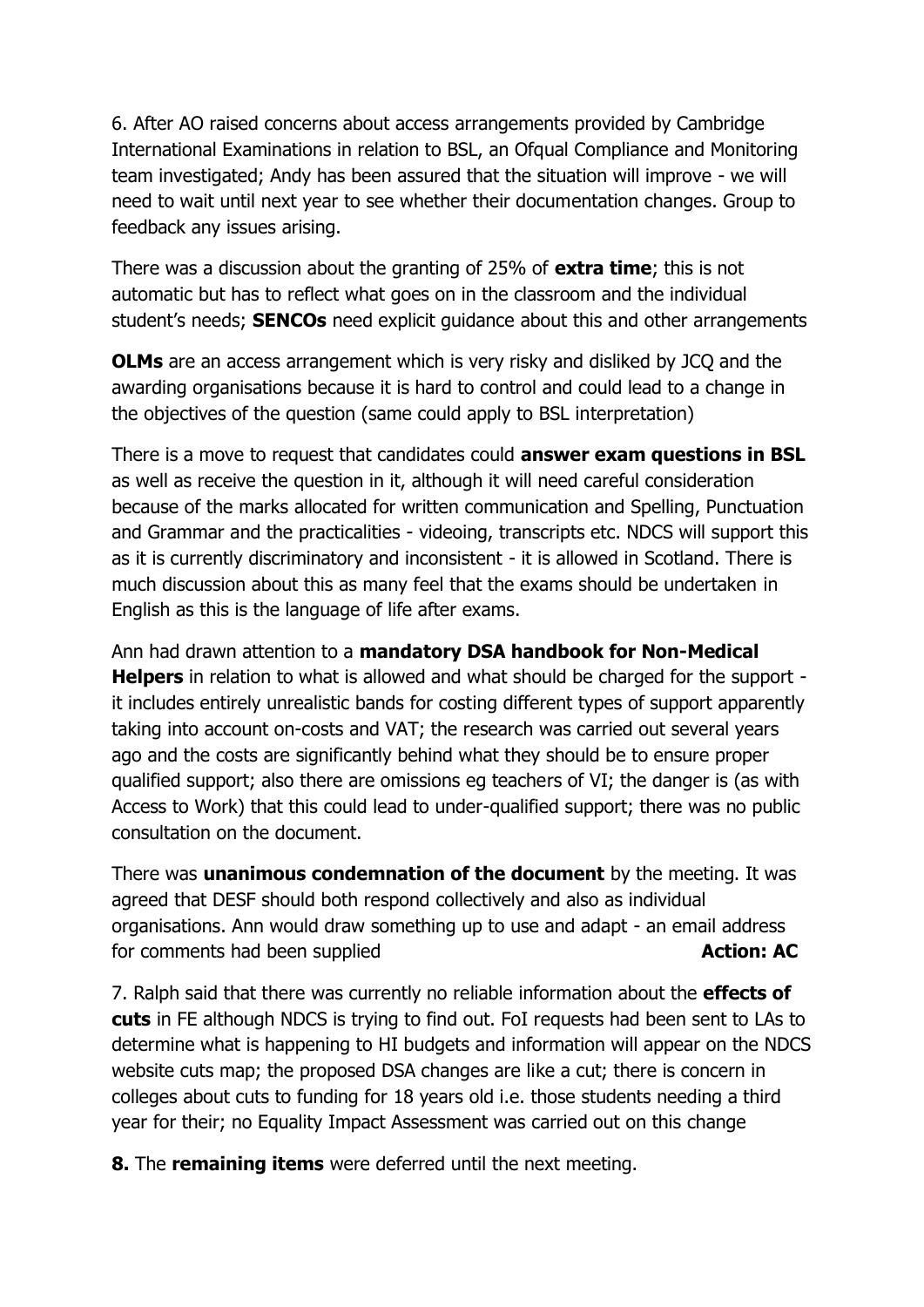6. After AO raised concerns about access arrangements provided by Cambridge International Examinations in relation to BSL, an Ofqual Compliance and Monitoring team investigated; Andy has been assured that the situation will improve - we will need to wait until next year to see whether their documentation changes. Group to feedback any issues arising.

There was a discussion about the granting of 25% of **extra time**; this is not automatic but has to reflect what goes on in the classroom and the individual student's needs; **SENCOs** need explicit guidance about this and other arrangements

**OLMs** are an access arrangement which is very risky and disliked by JCQ and the awarding organisations because it is hard to control and could lead to a change in the objectives of the question (same could apply to BSL interpretation)

There is a move to request that candidates could **answer exam questions in BSL** as well as receive the question in it, although it will need careful consideration because of the marks allocated for written communication and Spelling, Punctuation and Grammar and the practicalities - videoing, transcripts etc. NDCS will support this as it is currently discriminatory and inconsistent - it is allowed in Scotland. There is much discussion about this as many feel that the exams should be undertaken in English as this is the language of life after exams.

Ann had drawn attention to a **mandatory DSA handbook for Non-Medical Helpers** in relation to what is allowed and what should be charged for the support - it includes entirely unrealistic bands for costing different types of support apparently taking into account on-costs and VAT; the research was carried out several years ago and the costs are significantly behind what they should be to ensure proper qualified support; also there are omissions eg teachers of VI; the danger is (as with Access to Work) that this could lead to under-qualified support; there was no public consultation on the document.

There was **unanimous condemnation of the document** by the meeting. It was agreed that DESF should both respond collectively and also as individual organisations. Ann would draw something up to use and adapt - an email address for comments had been supplied **Action: AC**

7. Ralph said that there was currently no reliable information about the **effects of cuts** in FE although NDCS is trying to find out. FoI requests had been sent to LAs to determine what is happening to HI budgets and information will appear on the NDCS website cuts map; the proposed DSA changes are like a cut; there is concern in colleges about cuts to funding for 18 years old i.e. those students needing a third year for their; no Equality Impact Assessment was carried out on this change

**8.** The **remaining items** were deferred until the next meeting.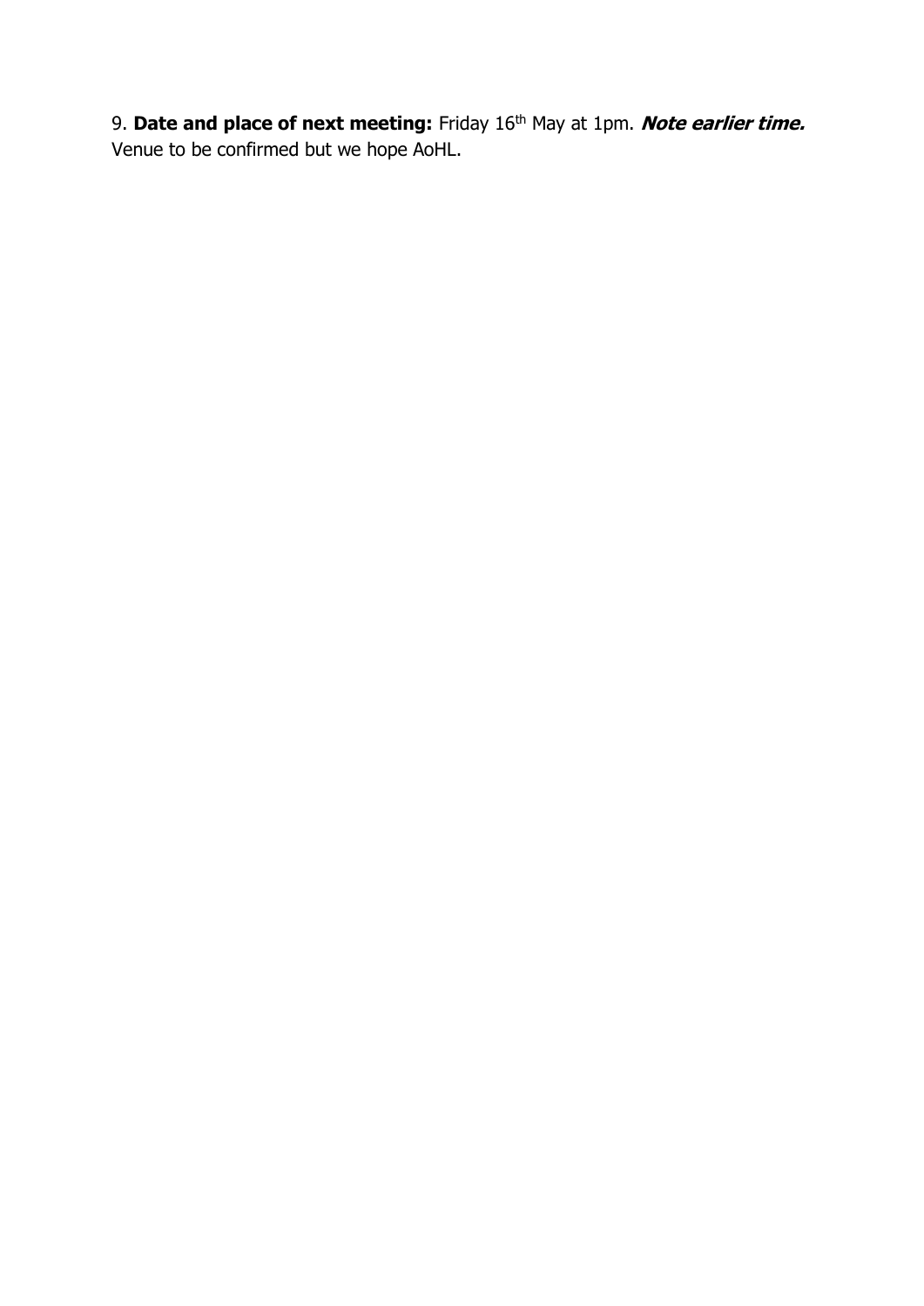9. **Date and place of next meeting:** Friday 16th May at 1pm. ***Note earlier time.*** Venue to be confirmed but we hope AoHL.